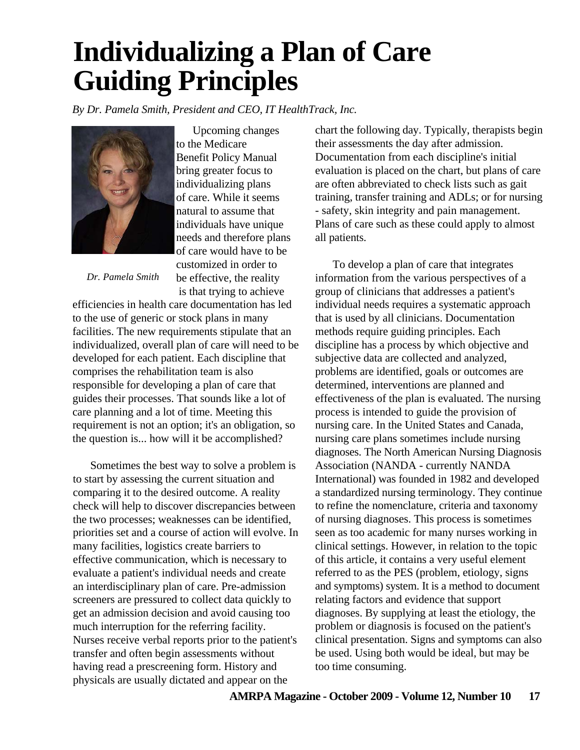# Individualizing a Plan of Care Guiding Principles

*By Dr. Pamela Smith, President and CEO, IT HealthTrack, Inc.*

*Dr. Pamela Smith*

Upcoming changes to the Medicare Benefit Policy Manual bring greater focus to individualizing plans of care. While it seems natural to assume that individuals have unique needs and therefore plans of care would have to be customized in order to be effective, the reality is that trying to achieve efficiencies in health care documentation has led to the use of generic or stock plans in many facilities. The new requirements stipulate that an individualized, overall plan of care will need to be developed for each patient. Each discipline that comprises the rehabilitation team is also responsible for developing a plan of care that guides their processes. That sounds like a lot of care planning and a lot of time. Meeting this requirement is not an option; it's an obligation, so the question is... how will it be accomplished?

Sometimes the best way to solve a problem is to start by assessing the current situation and comparing it to the desired outcome. A reality check will help to discover discrepancies between the two processes; weaknesses can be identified, priorities set and a course of action will evolve. In many facilities, logistics create barriers to effective communication, which is necessary to evaluate a patient's individual needs and create an interdisciplinary plan of care. Pre-admission screeners are pressured to collect data quickly to get an admission decision and avoid causing too much interruption for the referring facility. Nurses receive verbal reports prior to the patient's transfer and often begin assessments without having read a prescreening form. History and physicals are usually dictated and appear on the chart the following day. Typically, therapists begin their assessments the day after admission. Documentation from each discipline's initial evaluation is placed on the chart, but plans of care are often abbreviated to check lists such as gait training, transfer training and ADLs; or for nursing - safety, skin integrity and pain management. Plans of care such as these could apply to almost all patients.

To develop a plan of care that integrates information from the various perspectives of a group of clinicians that addresses a patient's individual needs requires a systematic approach that is used by all clinicians. Documentation methods require guiding principles. Each discipline has a process by which objective and subjective data are collected and analyzed, problems are identified, goals or outcomes are determined, interventions are planned and effectiveness of the plan is evaluated. The nursing process is intended to guide the provision of nursing care. In the United States and Canada, nursing care plans sometimes include nursing diagnoses. The North American Nursing Diagnosis Association (NANDA - currently NANDA International) was founded in 1982 and developed a standardized nursing terminology. They continue to refine the nomenclature, criteria and taxonomy of nursing diagnoses. This process is sometimes seen as too academic for many nurses working in clinical settings. However, in relation to the topic of this article, it contains a very useful element referred to as the PES (problem, etiology, signs and symptoms) system. It is a method to document relating factors and evidence that support diagnoses. By supplying at least the etiology, the problem or diagnosis is focused on the patient's clinical presentation. Signs and symptoms can also be used. Using both would be ideal, but may be too time consuming.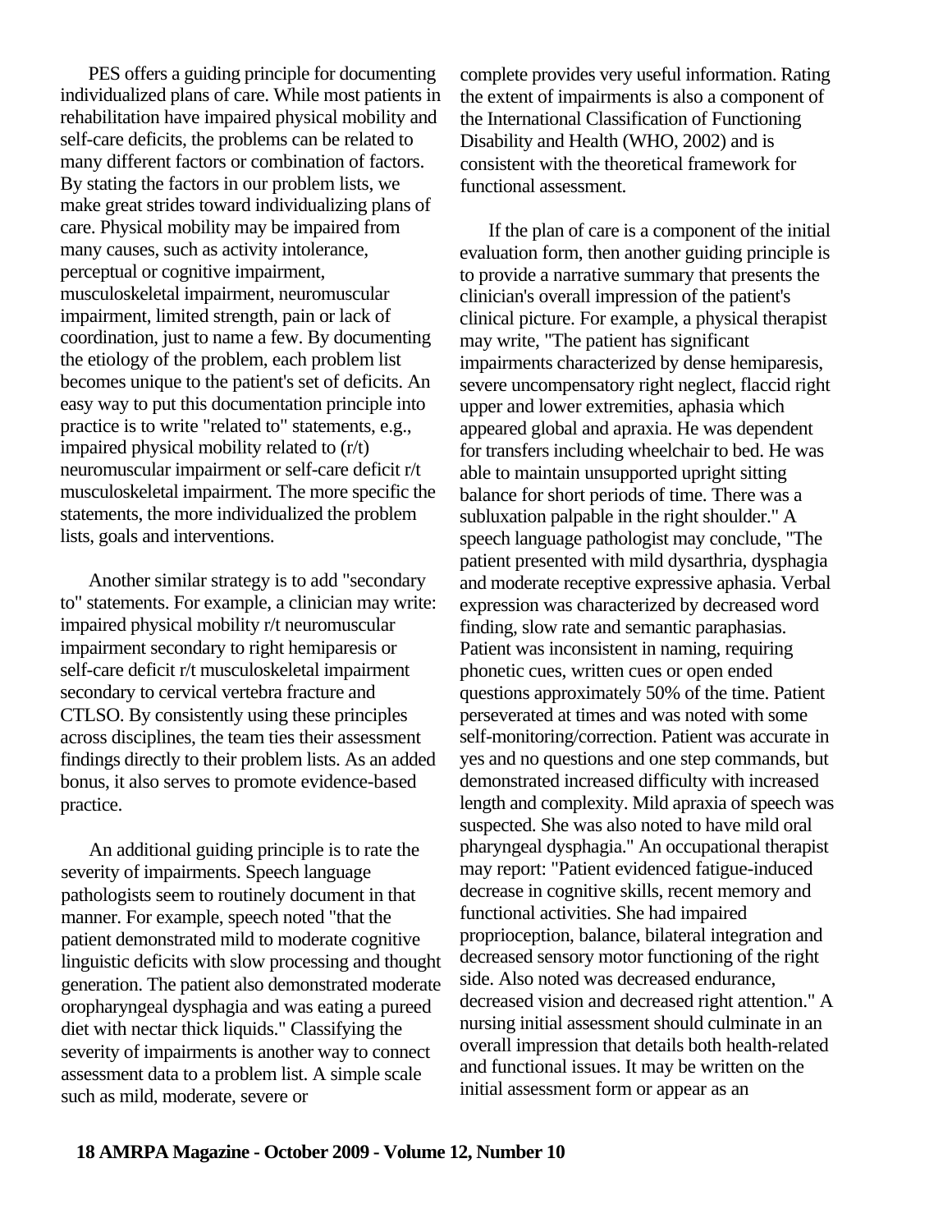PES offers a guiding principle for documenting individualized plans of care. While most patients in rehabilitation have impaired physical mobility and self-care deficits, the problems can be related to many different factors or combination of factors. By stating the factors in our problem lists, we make great strides toward individualizing plans of care. Physical mobility may be impaired from many causes, such as activity intolerance, perceptual or cognitive impairment, musculoskeletal impairment, neuromuscular impairment, limited strength, pain or lack of coordination, just to name a few. By documenting the etiology of the problem, each problem list becomes unique to the patient's set of deficits. An easy way to put this documentation principle into practice is to write "related to" statements, e.g., impaired physical mobility related to (r/t) neuromuscular impairment or self-care deficit r/t musculoskeletal impairment. The more specific the statements, the more individualized the problem lists, goals and interventions.

Another similar strategy is to add "secondary to" statements. For example, a clinician may write: impaired physical mobility r/t neuromuscular impairment secondary to right hemiparesis or self-care deficit r/t musculoskeletal impairment secondary to cervical vertebra fracture and CTLSO. By consistently using these principles across disciplines, the team ties their assessment findings directly to their problem lists. As an added bonus, it also serves to promote evidence-based practice.

An additional guiding principle is to rate the severity of impairments. Speech language pathologists seem to routinely document in that manner. For example, speech noted "that the patient demonstrated mild to moderate cognitive linguistic deficits with slow processing and thought generation. The patient also demonstrated moderate oropharyngeal dysphagia and was eating a pureed diet with nectar thick liquids." Classifying the severity of impairments is another way to connect assessment data to a problem list. A simple scale such as mild, moderate, severe or complete provides very useful information. Rating the extent of impairments is also a component of the International Classification of Functioning Disability and Health (WHO, 2002) and is consistent with the theoretical framework for functional assessment.

If the plan of care is a component of the initial evaluation form, then another guiding principle is to provide a narrative summary that presents the clinician's overall impression of the patient's clinical picture. For example, a physical therapist may write, "The patient has significant impairments characterized by dense hemiparesis, severe uncompensatory right neglect, flaccid right upper and lower extremities, aphasia which appeared global and apraxia. He was dependent for transfers including wheelchair to bed. He was able to maintain unsupported upright sitting balance for short periods of time. There was a subluxation palpable in the right shoulder." A speech language pathologist may conclude, "The patient presented with mild dysarthria, dysphagia and moderate receptive expressive aphasia. Verbal expression was characterized by decreased word finding, slow rate and semantic paraphasias. Patient was inconsistent in naming, requiring phonetic cues, written cues or open ended questions approximately 50% of the time. Patient perseverated at times and was noted with some self-monitoring/correction. Patient was accurate in yes and no questions and one step commands, but demonstrated increased difficulty with increased length and complexity. Mild apraxia of speech was suspected. She was also noted to have mild oral pharyngeal dysphagia." An occupational therapist may report: "Patient evidenced fatigue-induced decrease in cognitive skills, recent memory and functional activities. She had impaired proprioception, balance, bilateral integration and decreased sensory motor functioning of the right side. Also noted was decreased endurance, decreased vision and decreased right attention." A nursing initial assessment should culminate in an overall impression that details both health-related and functional issues. It may be written on the initial assessment form or appear as an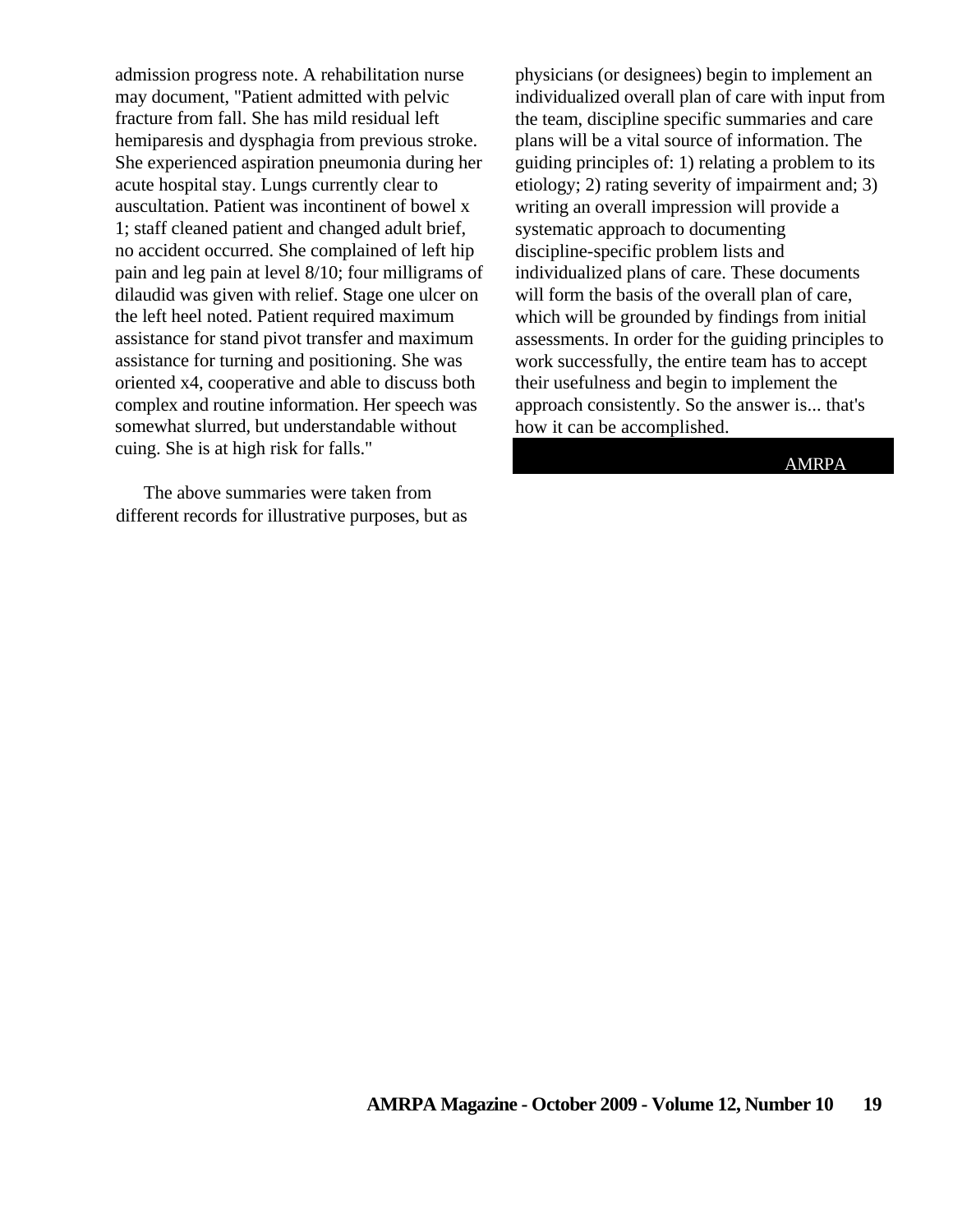admission progress note. A rehabilitation nurse may document, "Patient admitted with pelvic fracture from fall. She has mild residual left hemiparesis and dysphagia from previous stroke. She experienced aspiration pneumonia during her acute hospital stay. Lungs currently clear to auscultation. Patient was incontinent of bowel x 1; staff cleaned patient and changed adult brief, no accident occurred. She complained of left hip pain and leg pain at level 8/10; four milligrams of dilaudid was given with relief. Stage one ulcer on the left heel noted. Patient required maximum assistance for stand pivot transfer and maximum assistance for turning and positioning. She was oriented x4, cooperative and able to discuss both complex and routine information. Her speech was somewhat slurred, but understandable without cuing. She is at high risk for falls."

The above summaries were taken from different records for illustrative purposes, but as physicians (or designees) begin to implement an individualized overall plan of care with input from the team, discipline specific summaries and care plans will be a vital source of information. The guiding principles of: 1) relating a problem to its etiology; 2) rating severity of impairment and; 3) writing an overall impression will provide a systematic approach to documenting discipline-specific problem lists and individualized plans of care. These documents will form the basis of the overall plan of care, which will be grounded by findings from initial assessments. In order for the guiding principles to work successfully, the entire team has to accept their usefulness and begin to implement the approach consistently. So the answer is... that's how it can be accomplished.

AMRPA